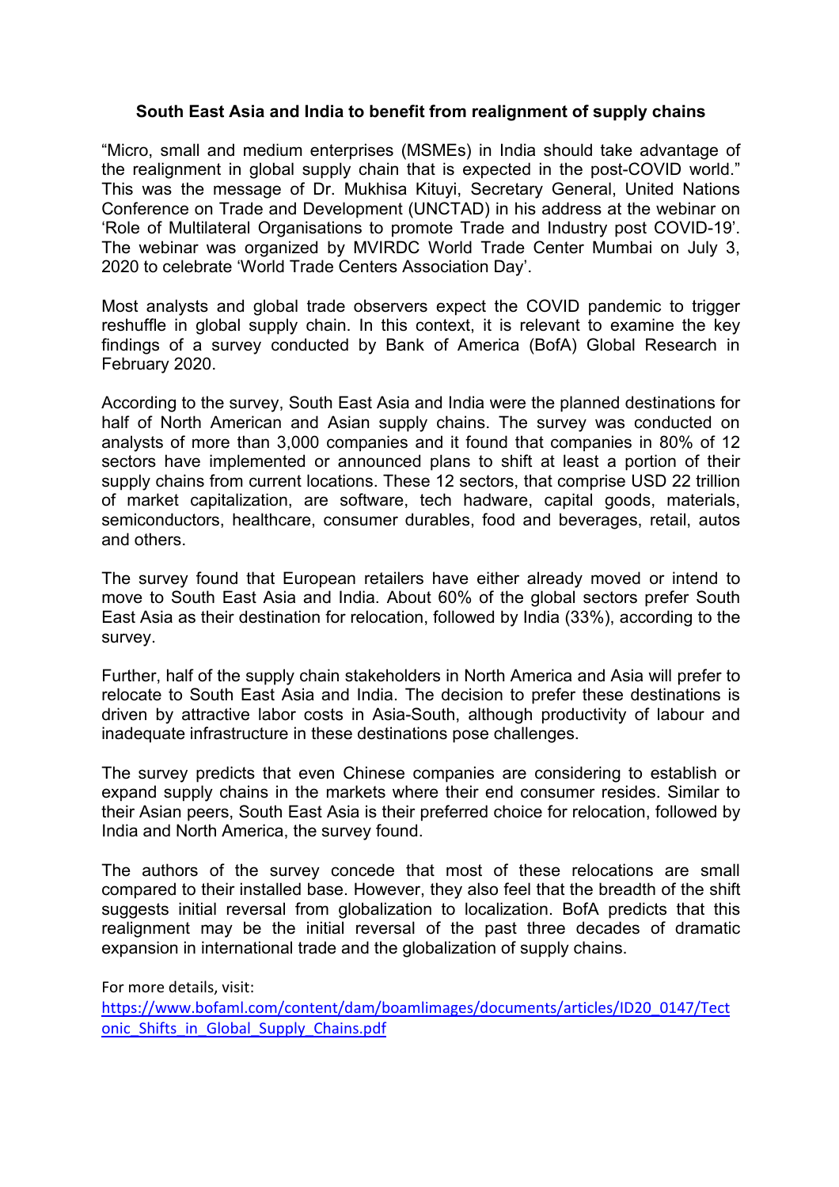**South East Asia and India to benefit from realignment of supply chains**

"Micro, small and medium enterprises (MSMEs) in India should take advantage of the realignment in global supply chain that is expected in the post-COVID world." This was the message of Dr. Mukhisa Kituyi, Secretary General, United Nations Conference on Trade and Development (UNCTAD) in his address at the webinar on 'Role of Multilateral Organisations to promote Trade and Industry post COVID-19'. The webinar was organized by MVIRDC World Trade Center Mumbai on July 3, 2020 to celebrate 'World Trade Centers Association Day'.

Most analysts and global trade observers expect the COVID pandemic to trigger reshuffle in global supply chain. In this context, it is relevant to examine the key findings of a survey conducted by Bank of America (BofA) Global Research in February 2020.

According to the survey, South East Asia and India were the planned destinations for half of North American and Asian supply chains. The survey was conducted on analysts of more than 3,000 companies and it found that companies in 80% of 12 sectors have implemented or announced plans to shift at least a portion of their supply chains from current locations. These 12 sectors, that comprise USD 22 trillion of market capitalization, are software, tech hadware, capital goods, materials, semiconductors, healthcare, consumer durables, food and beverages, retail, autos and others.

The survey found that European retailers have either already moved or intend to move to South East Asia and India. About 60% of the global sectors prefer South East Asia as their destination for relocation, followed by India (33%), according to the survey.

Further, half of the supply chain stakeholders in North America and Asia will prefer to relocate to South East Asia and India. The decision to prefer these destinations is driven by attractive labor costs in Asia-South, although productivity of labour and inadequate infrastructure in these destinations pose challenges.

The survey predicts that even Chinese companies are considering to establish or expand supply chains in the markets where their end consumer resides. Similar to their Asian peers, South East Asia is their preferred choice for relocation, followed by India and North America, the survey found.

The authors of the survey concede that most of these relocations are small compared to their installed base. However, they also feel that the breadth of the shift suggests initial reversal from globalization to localization. BofA predicts that this realignment may be the initial reversal of the past three decades of dramatic expansion in international trade and the globalization of supply chains.

For more details, visit:
https://www.bofaml.com/content/dam/boamlimages/documents/articles/ID20_0147/Tectonic_Shifts_in_Global_Supply_Chains.pdf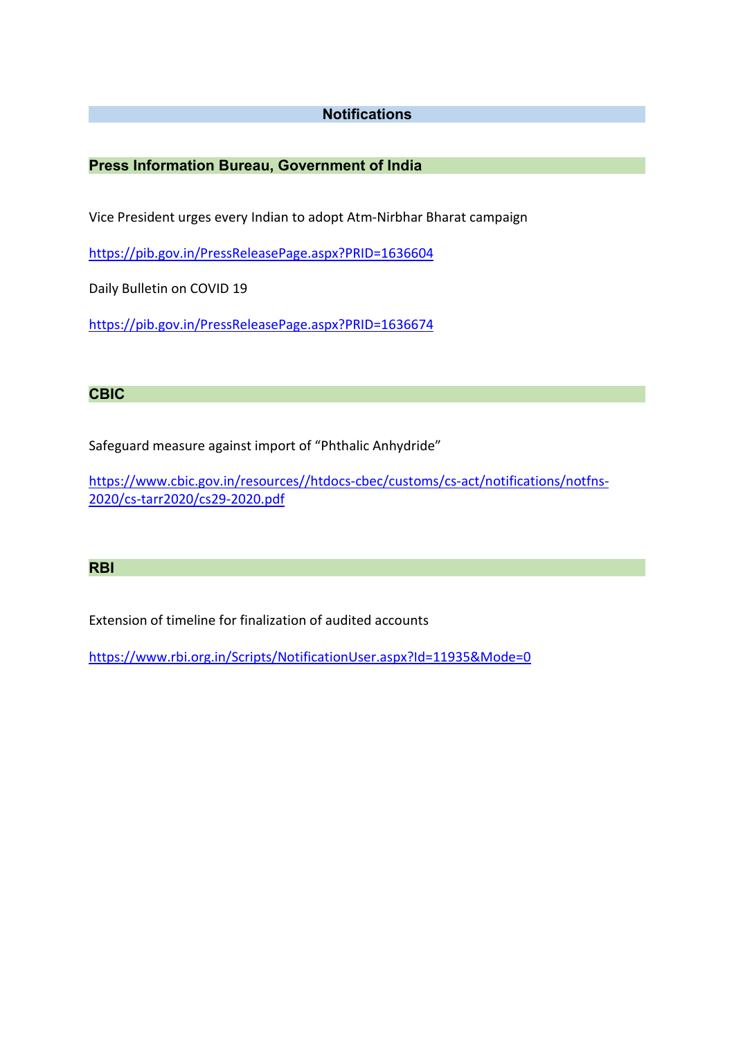# Notifications

## Press Information Bureau, Government of India

Vice President urges every Indian to adopt Atm-Nirbhar Bharat campaign

https://pib.gov.in/PressReleasePage.aspx?PRID=1636604

Daily Bulletin on COVID 19

https://pib.gov.in/PressReleasePage.aspx?PRID=1636674

## CBIC

Safeguard measure against import of "Phthalic Anhydride"

https://www.cbic.gov.in/resources//htdocs-cbec/customs/cs-act/notifications/notfns-2020/cs-tarr2020/cs29-2020.pdf

## RBI

Extension of timeline for finalization of audited accounts

https://www.rbi.org.in/Scripts/NotificationUser.aspx?Id=11935&Mode=0